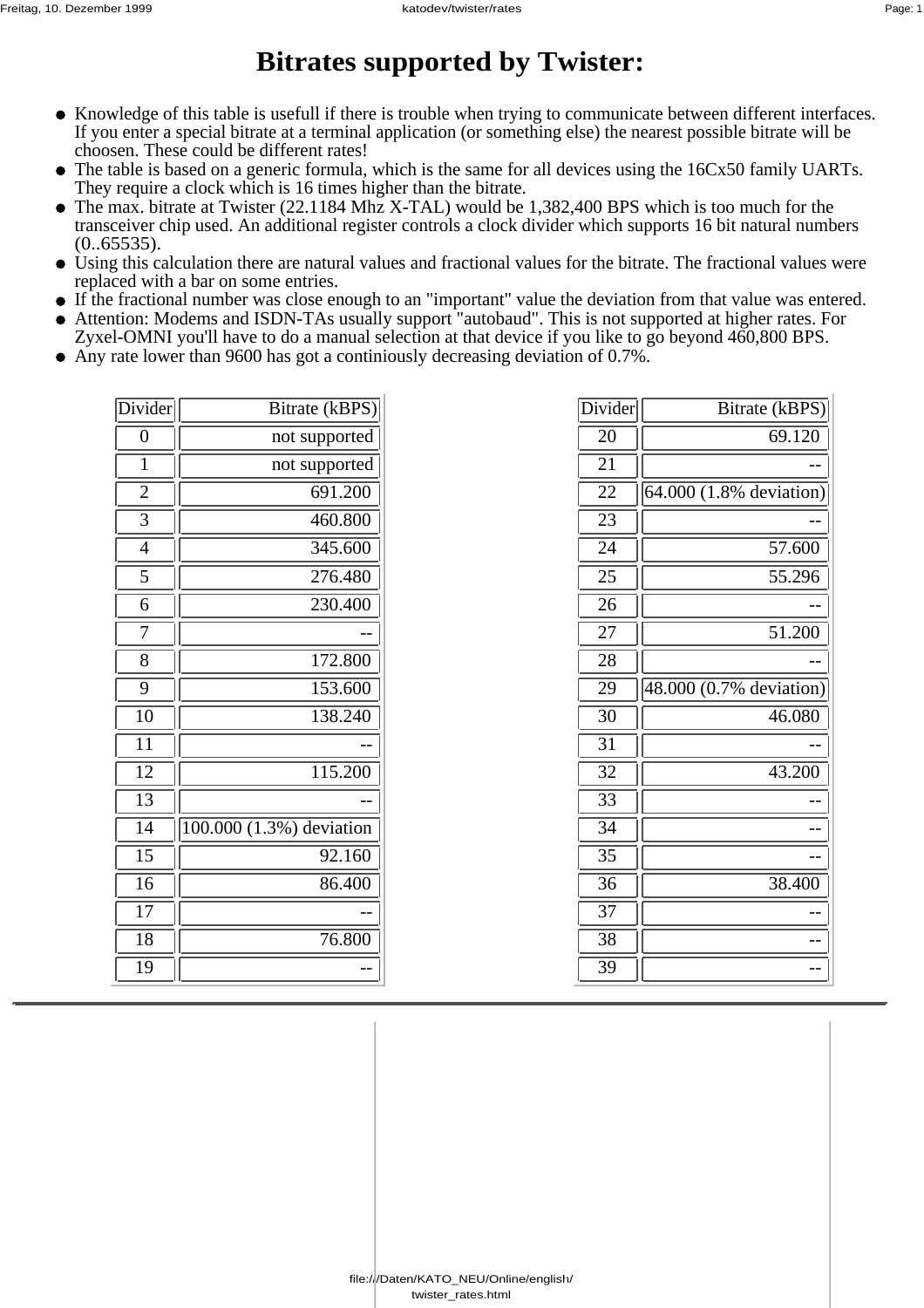# Bitrates supported by Twister:

- Knowledge of this table is usefull if there is trouble when trying to communicate between different interfaces. If you enter a special bitrate at a terminal application (or something else) the nearest possible bitrate will be choosen. These could be different rates!
- The table is based on a generic formula, which is the same for all devices using the 16Cx50 family UARTs. They require a clock which is 16 times higher than the bitrate.
- The max. bitrate at Twister (22.1184 Mhz X-TAL) would be 1,382,400 BPS which is too much for the transceiver chip used. An additional register controls a clock divider which supports 16 bit natural numbers (0..65535).
- Using this calculation there are natural values and fractional values for the bitrate. The fractional values were replaced with a bar on some entries.
- If the fractional number was close enough to an "important" value the deviation from that value was entered.
- Attention: Modems and ISDN-TAs usually support "autobaud". This is not supported at higher rates. For Zyxel-OMNI you'll have to do a manual selection at that device if you like to go beyond 460,800 BPS.
- Any rate lower than 9600 has got a continiously decreasing deviation of 0.7%.

| Divider | Bitrate (kBPS) |
|---|---|
| 0 | not supported |
| 1 | not supported |
| 2 | 691.200 |
| 3 | 460.800 |
| 4 | 345.600 |
| 5 | 276.480 |
| 6 | 230.400 |
| 7 | -- |
| 8 | 172.800 |
| 9 | 153.600 |
| 10 | 138.240 |
| 11 | -- |
| 12 | 115.200 |
| 13 | -- |
| 14 | 100.000 (1.3%) deviation |
| 15 | 92.160 |
| 16 | 86.400 |
| 17 | -- |
| 18 | 76.800 |
| 19 | -- |
| 20 | 69.120 |
| 21 | -- |
| 22 | 64.000 (1.8% deviation) |
| 23 | -- |
| 24 | 57.600 |
| 25 | 55.296 |
| 26 | -- |
| 27 | 51.200 |
| 28 | -- |
| 29 | 48.000 (0.7% deviation) |
| 30 | 46.080 |
| 31 | -- |
| 32 | 43.200 |
| 33 | -- |
| 34 | -- |
| 35 | -- |
| 36 | 38.400 |
| 37 | -- |
| 38 | -- |
| 39 | -- |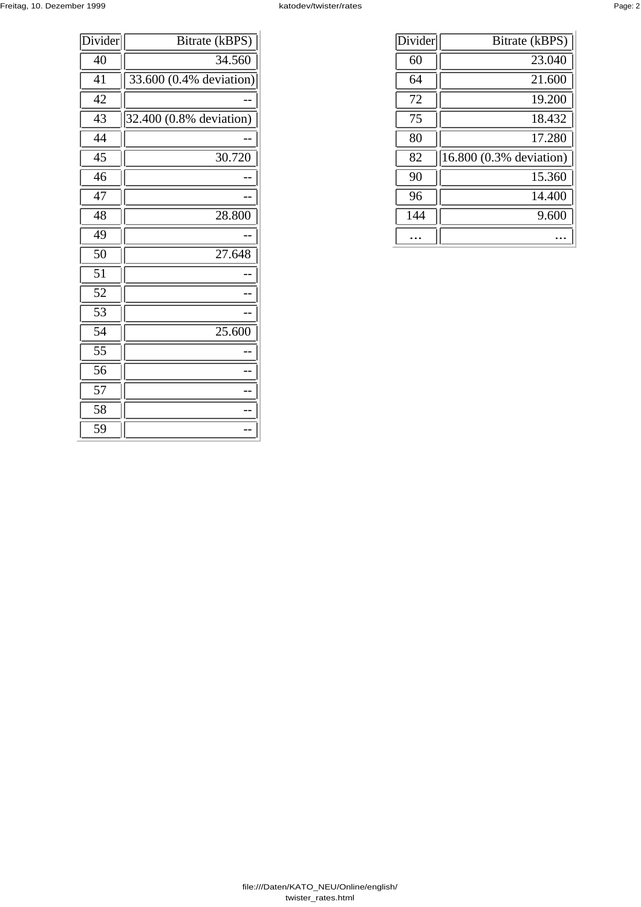| Divider | Bitrate (kBPS) |
|---|---|
| 40 | 34.560 |
| 41 | 33.600 (0.4% deviation) |
| 42 | -- |
| 43 | 32.400 (0.8% deviation) |
| 44 | -- |
| 45 | 30.720 |
| 46 | -- |
| 47 | -- |
| 48 | 28.800 |
| 49 | -- |
| 50 | 27.648 |
| 51 | -- |
| 52 | -- |
| 53 | -- |
| 54 | 25.600 |
| 55 | -- |
| 56 | -- |
| 57 | -- |
| 58 | -- |
| 59 | -- |

| Divider | Bitrate (kBPS) |
|---|---|
| 60 | 23.040 |
| 64 | 21.600 |
| 72 | 19.200 |
| 75 | 18.432 |
| 80 | 17.280 |
| 82 | 16.800 (0.3% deviation) |
| 90 | 15.360 |
| 96 | 14.400 |
| 144 | 9.600 |
| ... | ... |